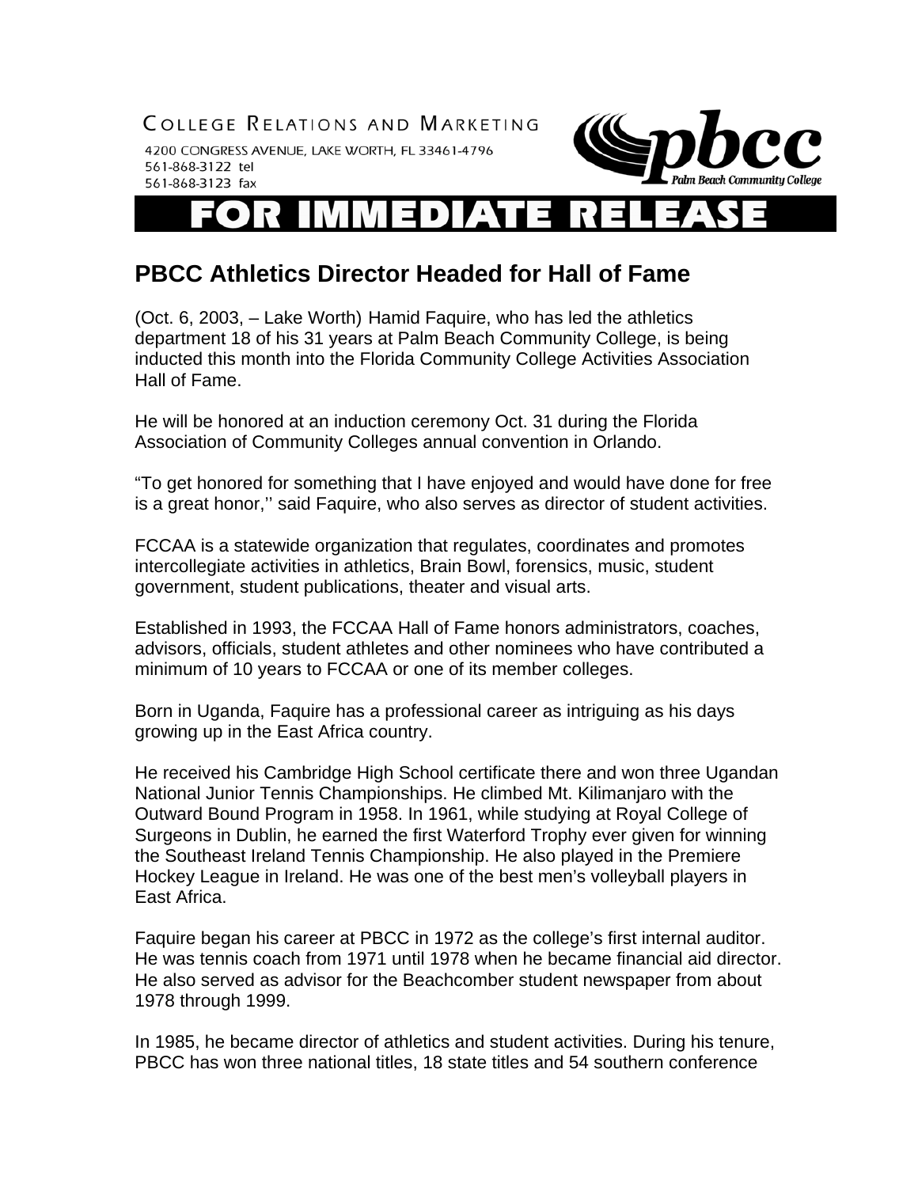COLLEGE RELATIONS AND MARKETING

4200 CONGRESS AVENUE, LAKE WORTH, FL 33461-4796
561-868-3122 tel
561-868-3123 fax

pbcc Palm Beach Community College

# FOR IMMEDIATE RELEASE

## PBCC Athletics Director Headed for Hall of Fame

(Oct. 6, 2003, – Lake Worth) Hamid Faquire, who has led the athletics department 18 of his 31 years at Palm Beach Community College, is being inducted this month into the Florida Community College Activities Association Hall of Fame.

He will be honored at an induction ceremony Oct. 31 during the Florida Association of Community Colleges annual convention in Orlando.

"To get honored for something that I have enjoyed and would have done for free is a great honor,'' said Faquire, who also serves as director of student activities.

FCCAA is a statewide organization that regulates, coordinates and promotes intercollegiate activities in athletics, Brain Bowl, forensics, music, student government, student publications, theater and visual arts.

Established in 1993, the FCCAA Hall of Fame honors administrators, coaches, advisors, officials, student athletes and other nominees who have contributed a minimum of 10 years to FCCAA or one of its member colleges.

Born in Uganda, Faquire has a professional career as intriguing as his days growing up in the East Africa country.

He received his Cambridge High School certificate there and won three Ugandan National Junior Tennis Championships. He climbed Mt. Kilimanjaro with the Outward Bound Program in 1958. In 1961, while studying at Royal College of Surgeons in Dublin, he earned the first Waterford Trophy ever given for winning the Southeast Ireland Tennis Championship. He also played in the Premiere Hockey League in Ireland. He was one of the best men's volleyball players in East Africa.

Faquire began his career at PBCC in 1972 as the college's first internal auditor. He was tennis coach from 1971 until 1978 when he became financial aid director. He also served as advisor for the Beachcomber student newspaper from about 1978 through 1999.

In 1985, he became director of athletics and student activities. During his tenure, PBCC has won three national titles, 18 state titles and 54 southern conference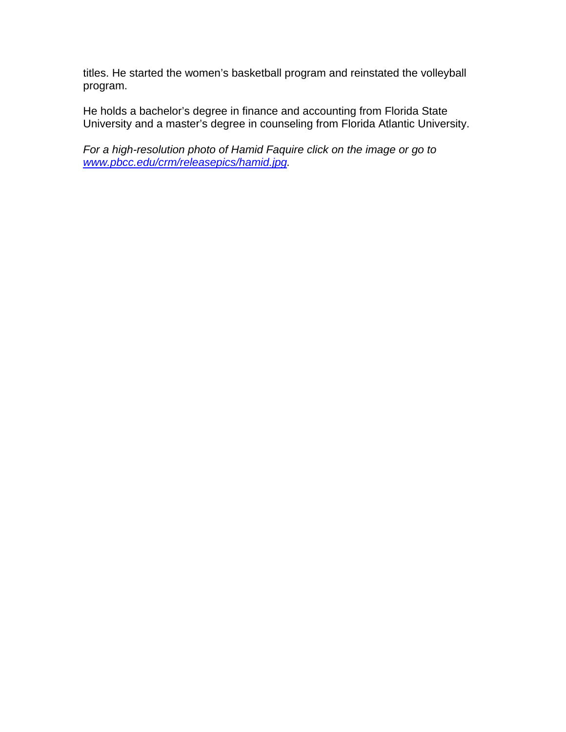titles. He started the women's basketball program and reinstated the volleyball program.

He holds a bachelor's degree in finance and accounting from Florida State University and a master's degree in counseling from Florida Atlantic University.

*For a high-resolution photo of Hamid Faquire click on the image or go to [www.pbcc.edu/crm/releasepics/hamid.jpg](www.pbcc.edu/crm/releasepics/hamid.jpg).*